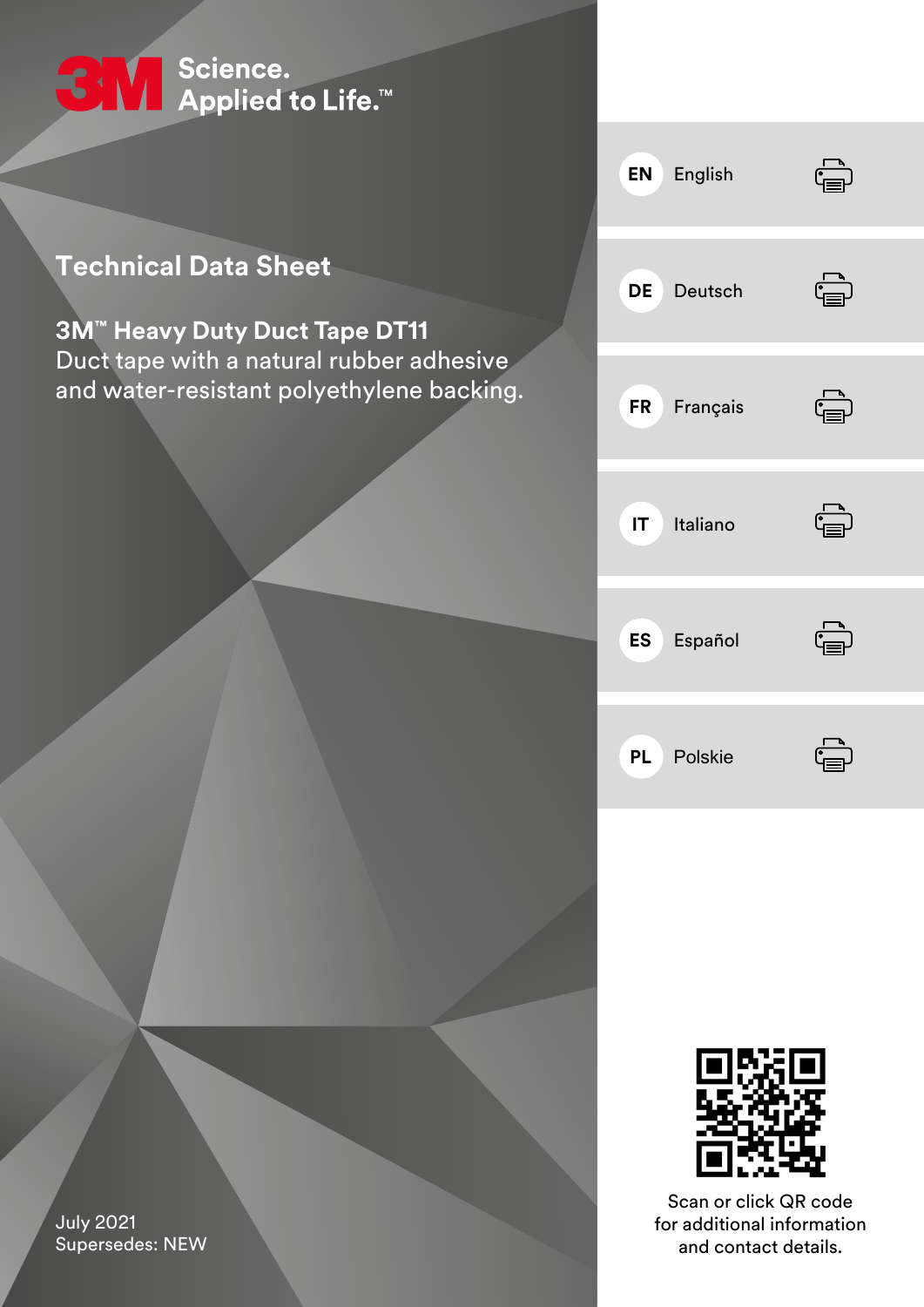3M Science. Applied to Life.™

# Technical Data Sheet

**3M™ Heavy Duty Duct Tape DT11**
Duct tape with a natural rubber adhesive and water-resistant polyethylene backing.

July 2021
Supersedes: NEW

- **EN** English
- **DE** Deutsch
- **FR** Français
- **IT** Italiano
- **ES** Español
- **PL** Polskie

Scan or click QR code for additional information and contact details.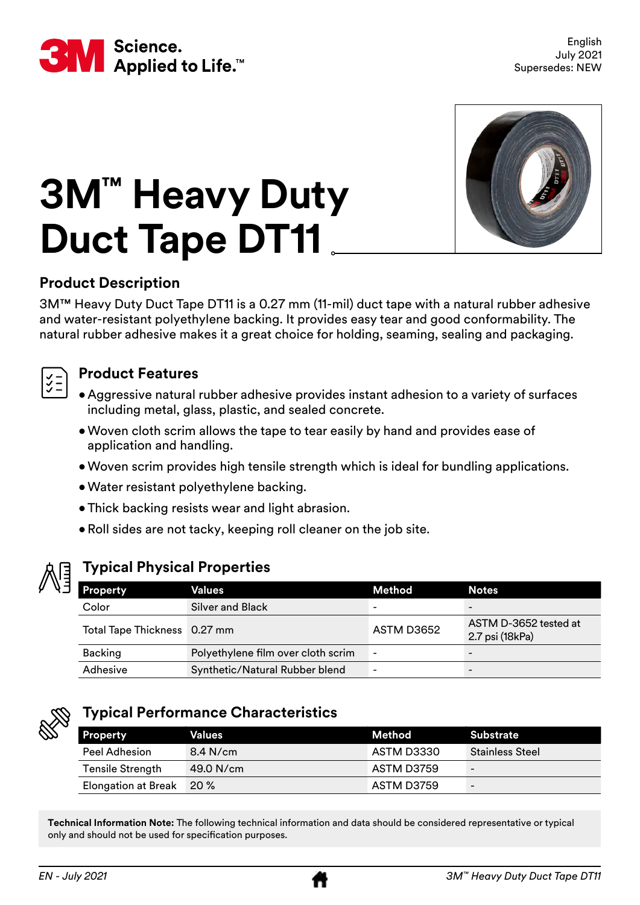English
July 2021
Supersedes: NEW

# 3M™ Heavy Duty Duct Tape DT11

## Product Description

3M™ Heavy Duty Duct Tape DT11 is a 0.27 mm (11-mil) duct tape with a natural rubber adhesive and water-resistant polyethylene backing. It provides easy tear and good conformability. The natural rubber adhesive makes it a great choice for holding, seaming, sealing and packaging.

## Product Features

- Aggressive natural rubber adhesive provides instant adhesion to a variety of surfaces including metal, glass, plastic, and sealed concrete.
- Woven cloth scrim allows the tape to tear easily by hand and provides ease of application and handling.
- Woven scrim provides high tensile strength which is ideal for bundling applications.
- Water resistant polyethylene backing.
- Thick backing resists wear and light abrasion.
- Roll sides are not tacky, keeping roll cleaner on the job site.

## Typical Physical Properties

| Property | Values | Method | Notes |
|---|---|---|---|
| Color | Silver and Black | - | - |
| Total Tape Thickness | 0.27 mm | ASTM D3652 | ASTM D-3652 tested at 2.7 psi (18kPa) |
| Backing | Polyethylene film over cloth scrim | - | - |
| Adhesive | Synthetic/Natural Rubber blend | - | - |

## Typical Performance Characteristics

| Property | Values | Method | Substrate |
|---|---|---|---|
| Peel Adhesion | 8.4 N/cm | ASTM D3330 | Stainless Steel |
| Tensile Strength | 49.0 N/cm | ASTM D3759 | - |
| Elongation at Break | 20 % | ASTM D3759 | - |

**Technical Information Note:** The following technical information and data should be considered representative or typical only and should not be used for specification purposes.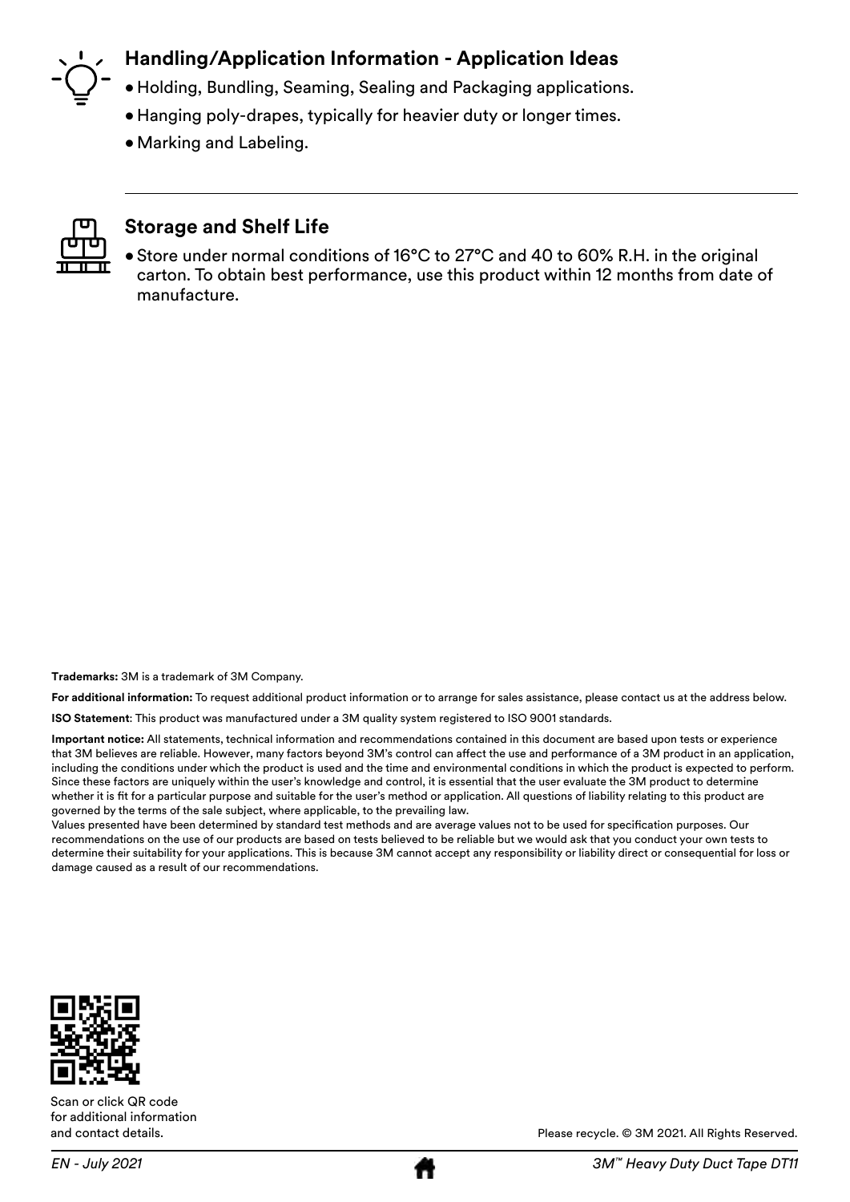## Handling/Application Information - Application Ideas

- Holding, Bundling, Seaming, Sealing and Packaging applications.
- Hanging poly-drapes, typically for heavier duty or longer times.
- Marking and Labeling.

## Storage and Shelf Life

- Store under normal conditions of 16°C to 27°C and 40 to 60% R.H. in the original carton. To obtain best performance, use this product within 12 months from date of manufacture.

**Trademarks:** 3M is a trademark of 3M Company.

**For additional information:** To request additional product information or to arrange for sales assistance, please contact us at the address below.

**ISO Statement**: This product was manufactured under a 3M quality system registered to ISO 9001 standards.

**Important notice:** All statements, technical information and recommendations contained in this document are based upon tests or experience that 3M believes are reliable. However, many factors beyond 3M's control can affect the use and performance of a 3M product in an application, including the conditions under which the product is used and the time and environmental conditions in which the product is expected to perform. Since these factors are uniquely within the user's knowledge and control, it is essential that the user evaluate the 3M product to determine whether it is fit for a particular purpose and suitable for the user's method or application. All questions of liability relating to this product are governed by the terms of the sale subject, where applicable, to the prevailing law.
Values presented have been determined by standard test methods and are average values not to be used for specification purposes. Our recommendations on the use of our products are based on tests believed to be reliable but we would ask that you conduct your own tests to determine their suitability for your applications. This is because 3M cannot accept any responsibility or liability direct or consequential for loss or damage caused as a result of our recommendations.

Scan or click QR code for additional information and contact details.

Please recycle. © 3M 2021. All Rights Reserved.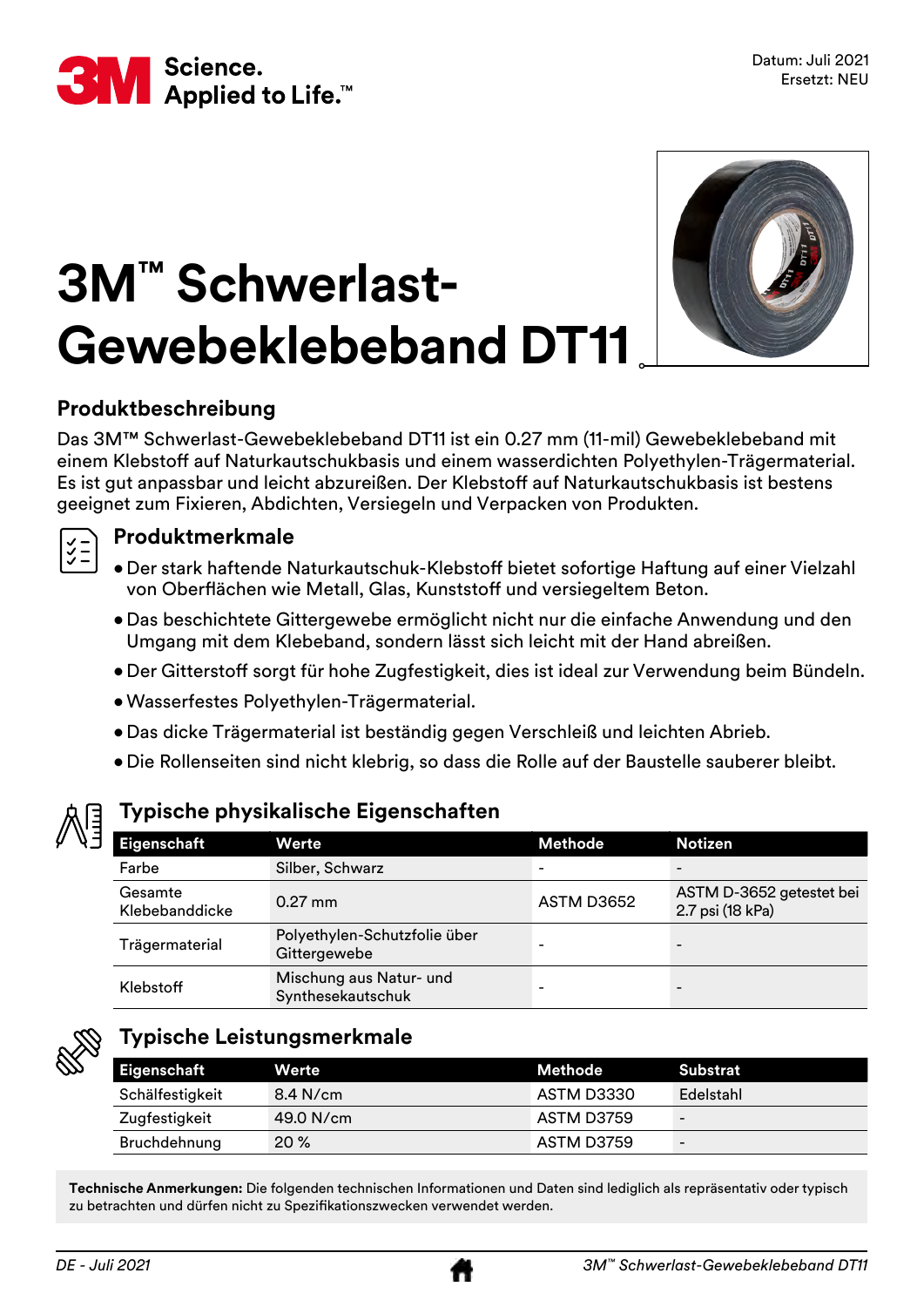Datum: Juli 2021
Ersetzt: NEU

# 3M™ Schwerlast-Gewebeklebeband DT11

## Produktbeschreibung

Das 3M™ Schwerlast-Gewebeklebeband DT11 ist ein 0.27 mm (11-mil) Gewebeklebeband mit einem Klebstoff auf Naturkautschukbasis und einem wasserdichten Polyethylen-Trägermaterial. Es ist gut anpassbar und leicht abzureißen. Der Klebstoff auf Naturkautschukbasis ist bestens geeignet zum Fixieren, Abdichten, Versiegeln und Verpacken von Produkten.

## Produktmerkmale

- Der stark haftende Naturkautschuk-Klebstoff bietet sofortige Haftung auf einer Vielzahl von Oberflächen wie Metall, Glas, Kunststoff und versiegeltem Beton.
- Das beschichtete Gittergewebe ermöglicht nicht nur die einfache Anwendung und den Umgang mit dem Klebeband, sondern lässt sich leicht mit der Hand abreißen.
- Der Gitterstoff sorgt für hohe Zugfestigkeit, dies ist ideal zur Verwendung beim Bündeln.
- Wasserfestes Polyethylen-Trägermaterial.
- Das dicke Trägermaterial ist beständig gegen Verschleiß und leichten Abrieb.
- Die Rollenseiten sind nicht klebrig, so dass die Rolle auf der Baustelle sauberer bleibt.

## Typische physikalische Eigenschaften

| Eigenschaft | Werte | Methode | Notizen |
|---|---|---|---|
| Farbe | Silber, Schwarz | - | - |
| Gesamte Klebebanddicke | 0.27 mm | ASTM D3652 | ASTM D-3652 getestet bei 2.7 psi (18 kPa) |
| Trägermaterial | Polyethylen-Schutzfolie über Gittergewebe | - | - |
| Klebstoff | Mischung aus Natur- und Synthesekautschuk | - | - |

## Typische Leistungsmerkmale

| Eigenschaft | Werte | Methode | Substrat |
|---|---|---|---|
| Schälfestigkeit | 8.4 N/cm | ASTM D3330 | Edelstahl |
| Zugfestigkeit | 49.0 N/cm | ASTM D3759 | - |
| Bruchdehnung | 20 % | ASTM D3759 | - |

**Technische Anmerkungen:** Die folgenden technischen Informationen und Daten sind lediglich als repräsentativ oder typisch zu betrachten und dürfen nicht zu Spezifikationszwecken verwendet werden.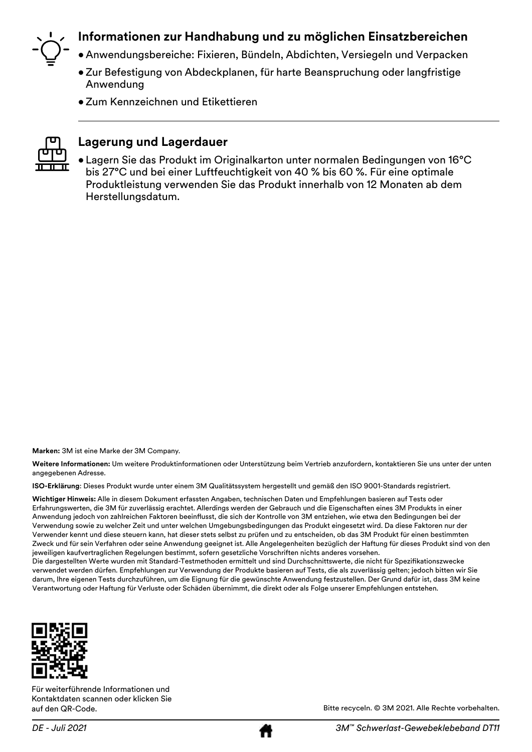## Informationen zur Handhabung und zu möglichen Einsatzbereichen

- Anwendungsbereiche: Fixieren, Bündeln, Abdichten, Versiegeln und Verpacken
- Zur Befestigung von Abdeckplanen, für harte Beanspruchung oder langfristige Anwendung
- Zum Kennzeichnen und Etikettieren

## Lagerung und Lagerdauer

- Lagern Sie das Produkt im Originalkarton unter normalen Bedingungen von 16°C bis 27°C und bei einer Luftfeuchtigkeit von 40 % bis 60 %. Für eine optimale Produktleistung verwenden Sie das Produkt innerhalb von 12 Monaten ab dem Herstellungsdatum.

**Marken:** 3M ist eine Marke der 3M Company.

**Weitere Informationen:** Um weitere Produktinformationen oder Unterstützung beim Vertrieb anzufordern, kontaktieren Sie uns unter der unten angegebenen Adresse.

**ISO-Erklärung**: Dieses Produkt wurde unter einem 3M Qualitätssystem hergestellt und gemäß den ISO 9001-Standards registriert.

**Wichtiger Hinweis:** Alle in diesem Dokument erfassten Angaben, technischen Daten und Empfehlungen basieren auf Tests oder Erfahrungswerten, die 3M für zuverlässig erachtet. Allerdings werden der Gebrauch und die Eigenschaften eines 3M Produkts in einer Anwendung jedoch von zahlreichen Faktoren beeinflusst, die sich der Kontrolle von 3M entziehen, wie etwa den Bedingungen bei der Verwendung sowie zu welcher Zeit und unter welchen Umgebungsbedingungen das Produkt eingesetzt wird. Da diese Faktoren nur der Verwender kennt und diese steuern kann, hat dieser stets selbst zu prüfen und zu entscheiden, ob das 3M Produkt für einen bestimmten Zweck und für sein Verfahren oder seine Anwendung geeignet ist. Alle Angelegenheiten bezüglich der Haftung für dieses Produkt sind von den jeweiligen kaufvertraglichen Regelungen bestimmt, sofern gesetzliche Vorschriften nichts anderes vorsehen.
Die dargestellten Werte wurden mit Standard-Testmethoden ermittelt und sind Durchschnittswerte, die nicht für Spezifikationszwecke verwendet werden dürfen. Empfehlungen zur Verwendung der Produkte basieren auf Tests, die als zuverlässig gelten; jedoch bitten wir Sie darum, Ihre eigenen Tests durchzuführen, um die Eignung für die gewünschte Anwendung festzustellen. Der Grund dafür ist, dass 3M keine Verantwortung oder Haftung für Verluste oder Schäden übernimmt, die direkt oder als Folge unserer Empfehlungen entstehen.

Für weiterführende Informationen und Kontaktdaten scannen oder klicken Sie auf den QR-Code.

Bitte recyceln. © 3M 2021. Alle Rechte vorbehalten.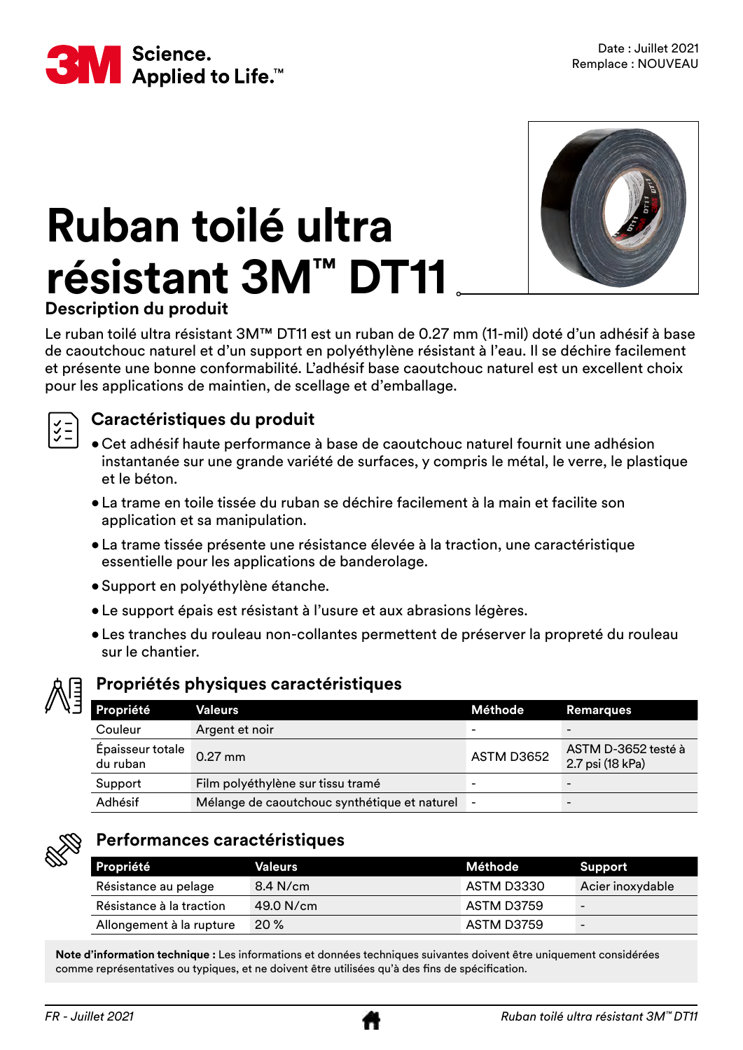Date : Juillet 2021
Remplace : NOUVEAU

# Ruban toilé ultra résistant 3M™ DT11

## Description du produit

Le ruban toilé ultra résistant 3M™ DT11 est un ruban de 0.27 mm (11-mil) doté d'un adhésif à base de caoutchouc naturel et d'un support en polyéthylène résistant à l'eau. Il se déchire facilement et présente une bonne conformabilité. L'adhésif base caoutchouc naturel est un excellent choix pour les applications de maintien, de scellage et d'emballage.

## Caractéristiques du produit

- Cet adhésif haute performance à base de caoutchouc naturel fournit une adhésion instantanée sur une grande variété de surfaces, y compris le métal, le verre, le plastique et le béton.
- La trame en toile tissée du ruban se déchire facilement à la main et facilite son application et sa manipulation.
- La trame tissée présente une résistance élevée à la traction, une caractéristique essentielle pour les applications de banderolage.
- Support en polyéthylène étanche.
- Le support épais est résistant à l'usure et aux abrasions légères.
- Les tranches du rouleau non-collantes permettent de préserver la propreté du rouleau sur le chantier.

## Propriétés physiques caractéristiques

| Propriété | Valeurs | Méthode | Remarques |
|---|---|---|---|
| Couleur | Argent et noir | - | - |
| Épaisseur totale du ruban | 0.27 mm | ASTM D3652 | ASTM D-3652 testé à 2.7 psi (18 kPa) |
| Support | Film polyéthylène sur tissu tramé | - | - |
| Adhésif | Mélange de caoutchouc synthétique et naturel | - | - |

## Performances caractéristiques

| Propriété | Valeurs | Méthode | Support |
|---|---|---|---|
| Résistance au pelage | 8.4 N/cm | ASTM D3330 | Acier inoxydable |
| Résistance à la traction | 49.0 N/cm | ASTM D3759 | - |
| Allongement à la rupture | 20 % | ASTM D3759 | - |

**Note d'information technique :** Les informations et données techniques suivantes doivent être uniquement considérées comme représentatives ou typiques, et ne doivent être utilisées qu'à des fins de spécification.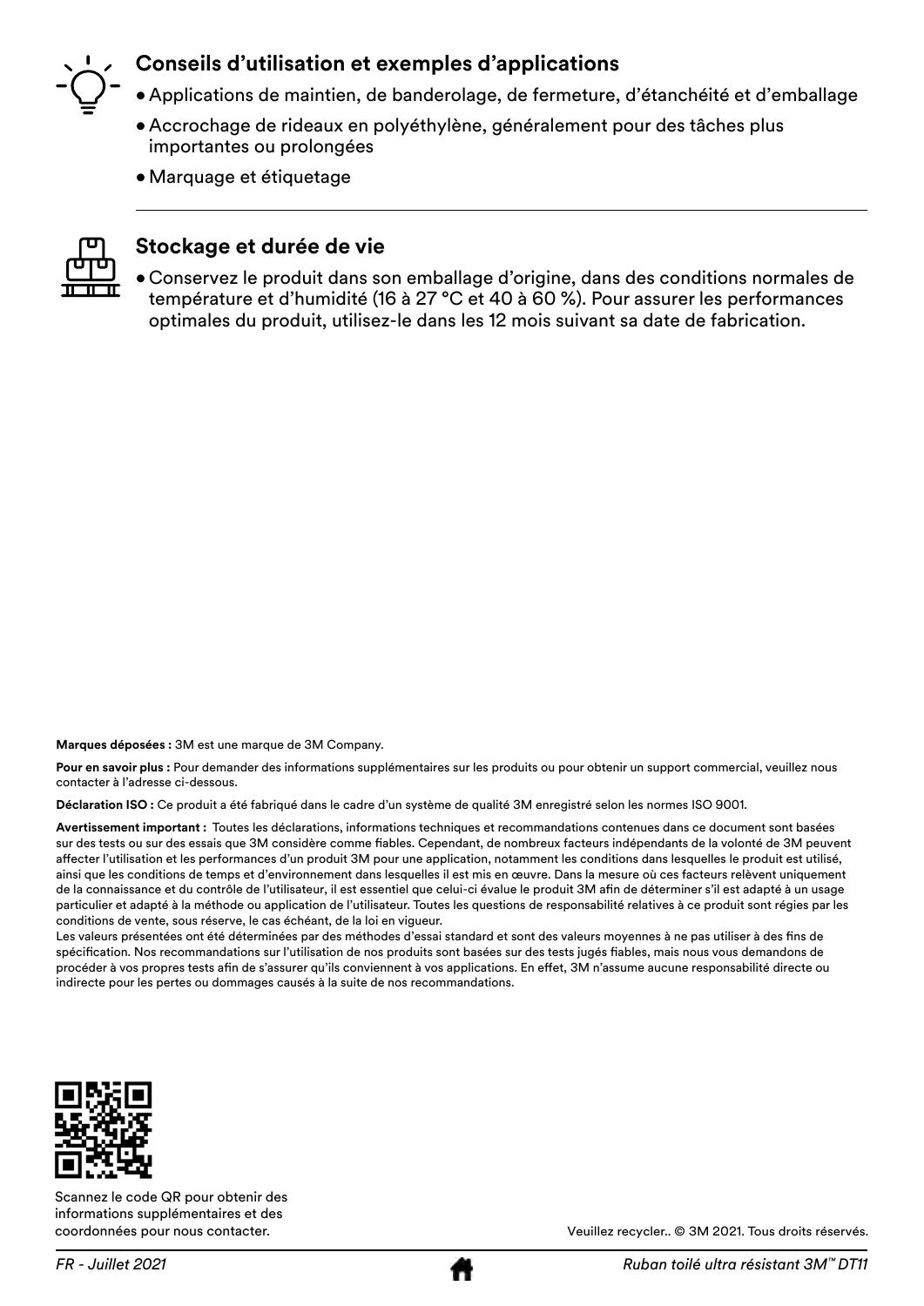## Conseils d'utilisation et exemples d'applications

- Applications de maintien, de banderolage, de fermeture, d'étanchéité et d'emballage
- Accrochage de rideaux en polyéthylène, généralement pour des tâches plus importantes ou prolongées
- Marquage et étiquetage

## Stockage et durée de vie

- Conservez le produit dans son emballage d'origine, dans des conditions normales de température et d'humidité (16 à 27 °C et 40 à 60 %). Pour assurer les performances optimales du produit, utilisez-le dans les 12 mois suivant sa date de fabrication.

**Marques déposées :** 3M est une marque de 3M Company.

**Pour en savoir plus :** Pour demander des informations supplémentaires sur les produits ou pour obtenir un support commercial, veuillez nous contacter à l'adresse ci-dessous.

**Déclaration ISO :** Ce produit a été fabriqué dans le cadre d'un système de qualité 3M enregistré selon les normes ISO 9001.

**Avertissement important :** Toutes les déclarations, informations techniques et recommandations contenues dans ce document sont basées sur des tests ou sur des essais que 3M considère comme fiables. Cependant, de nombreux facteurs indépendants de la volonté de 3M peuvent affecter l'utilisation et les performances d'un produit 3M pour une application, notamment les conditions dans lesquelles le produit est utilisé, ainsi que les conditions de temps et d'environnement dans lesquelles il est mis en œuvre. Dans la mesure où ces facteurs relèvent uniquement de la connaissance et du contrôle de l'utilisateur, il est essentiel que celui-ci évalue le produit 3M afin de déterminer s'il est adapté à un usage particulier et adapté à la méthode ou application de l'utilisateur. Toutes les questions de responsabilité relatives à ce produit sont régies par les conditions de vente, sous réserve, le cas échéant, de la loi en vigueur.
Les valeurs présentées ont été déterminées par des méthodes d'essai standard et sont des valeurs moyennes à ne pas utiliser à des fins de spécification. Nos recommandations sur l'utilisation de nos produits sont basées sur des tests jugés fiables, mais nous vous demandons de procéder à vos propres tests afin de s'assurer qu'ils conviennent à vos applications. En effet, 3M n'assume aucune responsabilité directe ou indirecte pour les pertes ou dommages causés à la suite de nos recommandations.

Scannez le code QR pour obtenir des informations supplémentaires et des coordonnées pour nous contacter.

Veuillez recycler.. © 3M 2021. Tous droits réservés.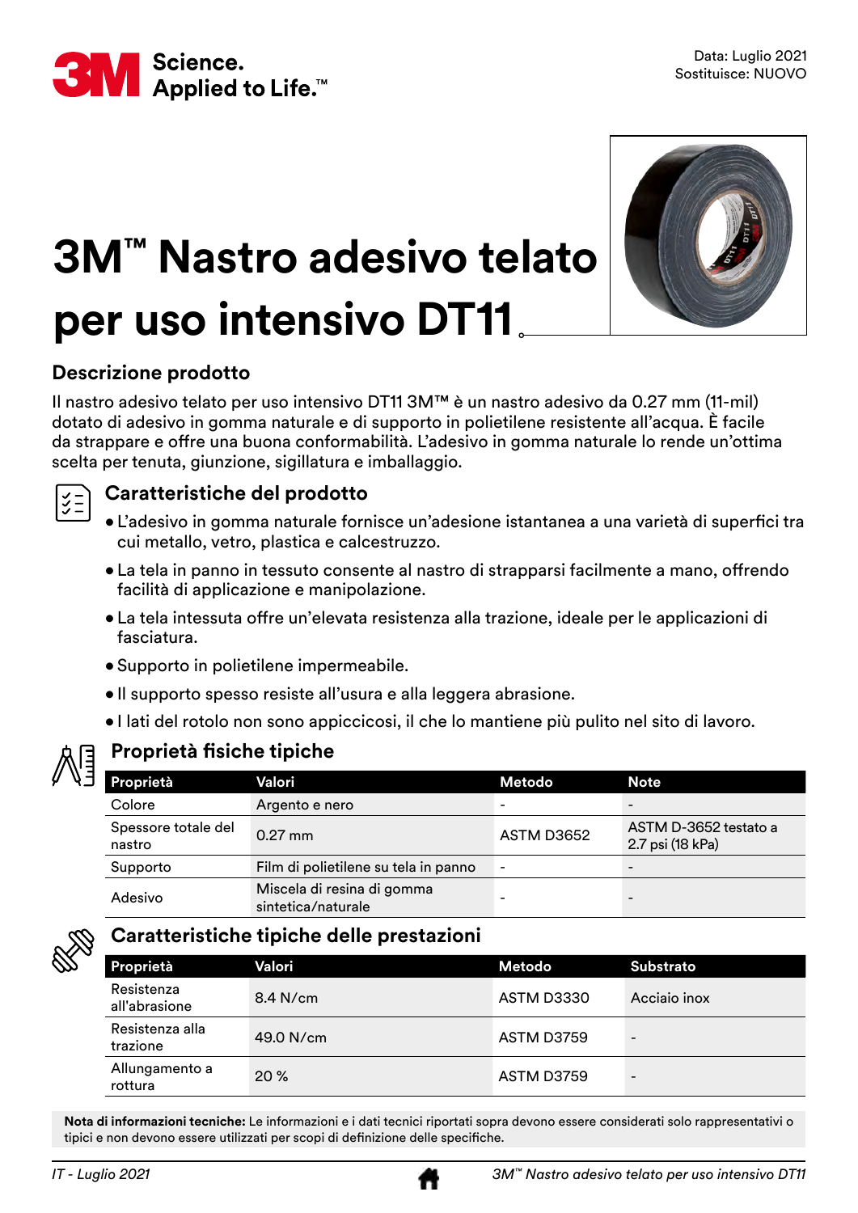Data: Luglio 2021
Sostituisce: NUOVO

# 3M™ Nastro adesivo telato per uso intensivo DT11

## Descrizione prodotto

Il nastro adesivo telato per uso intensivo DT11 3M™ è un nastro adesivo da 0.27 mm (11-mil) dotato di adesivo in gomma naturale e di supporto in polietilene resistente all'acqua. È facile da strappare e offre una buona conformabilità. L'adesivo in gomma naturale lo rende un'ottima scelta per tenuta, giunzione, sigillatura e imballaggio.

## Caratteristiche del prodotto

- L'adesivo in gomma naturale fornisce un'adesione istantanea a una varietà di superfici tra cui metallo, vetro, plastica e calcestruzzo.
- La tela in panno in tessuto consente al nastro di strapparsi facilmente a mano, offrendo facilità di applicazione e manipolazione.
- La tela intessuta offre un'elevata resistenza alla trazione, ideale per le applicazioni di fasciatura.
- Supporto in polietilene impermeabile.
- Il supporto spesso resiste all'usura e alla leggera abrasione.
- I lati del rotolo non sono appiccicosi, il che lo mantiene più pulito nel sito di lavoro.

## Proprietà fisiche tipiche

| Proprietà | Valori | Metodo | Note |
|---|---|---|---|
| Colore | Argento e nero | - | - |
| Spessore totale del nastro | 0.27 mm | ASTM D3652 | ASTM D-3652 testato a 2.7 psi (18 kPa) |
| Supporto | Film di polietilene su tela in panno | - | - |
| Adesivo | Miscela di resina di gomma sintetica/naturale | - | - |

## Caratteristiche tipiche delle prestazioni

| Proprietà | Valori | Metodo | Substrato |
|---|---|---|---|
| Resistenza all'abrasione | 8.4 N/cm | ASTM D3330 | Acciaio inox |
| Resistenza alla trazione | 49.0 N/cm | ASTM D3759 | - |
| Allungamento a rottura | 20 % | ASTM D3759 | - |

**Nota di informazioni tecniche:** Le informazioni e i dati tecnici riportati sopra devono essere considerati solo rappresentativi o tipici e non devono essere utilizzati per scopi di definizione delle specifiche.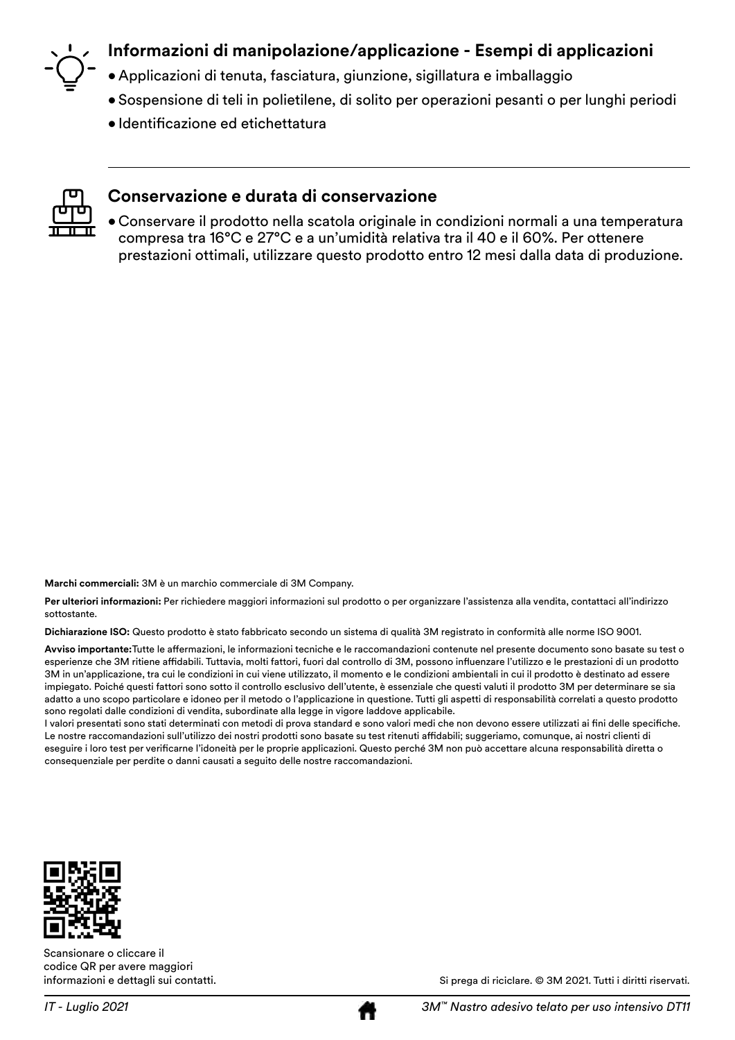## Informazioni di manipolazione/applicazione - Esempi di applicazioni

- Applicazioni di tenuta, fasciatura, giunzione, sigillatura e imballaggio
- Sospensione di teli in polietilene, di solito per operazioni pesanti o per lunghi periodi
- Identificazione ed etichettatura

## Conservazione e durata di conservazione

- Conservare il prodotto nella scatola originale in condizioni normali a una temperatura compresa tra 16°C e 27°C e a un'umidità relativa tra il 40 e il 60%. Per ottenere prestazioni ottimali, utilizzare questo prodotto entro 12 mesi dalla data di produzione.

**Marchi commerciali:** 3M è un marchio commerciale di 3M Company.

**Per ulteriori informazioni:** Per richiedere maggiori informazioni sul prodotto o per organizzare l'assistenza alla vendita, contattaci all'indirizzo sottostante.

**Dichiarazione ISO:** Questo prodotto è stato fabbricato secondo un sistema di qualità 3M registrato in conformità alle norme ISO 9001.

**Avviso importante:** Tutte le affermazioni, le informazioni tecniche e le raccomandazioni contenute nel presente documento sono basate su test o esperienze che 3M ritiene affidabili. Tuttavia, molti fattori, fuori dal controllo di 3M, possono influenzare l'utilizzo e le prestazioni di un prodotto 3M in un'applicazione, tra cui le condizioni in cui viene utilizzato, il momento e le condizioni ambientali in cui il prodotto è destinato ad essere impiegato. Poiché questi fattori sono sotto il controllo esclusivo dell'utente, è essenziale che questi valuti il prodotto 3M per determinare se sia adatto a uno scopo particolare e idoneo per il metodo o l'applicazione in questione. Tutti gli aspetti di responsabilità correlati a questo prodotto sono regolati dalle condizioni di vendita, subordinate alla legge in vigore laddove applicabile.
I valori presentati sono stati determinati con metodi di prova standard e sono valori medi che non devono essere utilizzati ai fini delle specifiche. Le nostre raccomandazioni sull'utilizzo dei nostri prodotti sono basate su test ritenuti affidabili; suggeriamo, comunque, ai nostri clienti di eseguire i loro test per verificarne l'idoneità per le proprie applicazioni. Questo perché 3M non può accettare alcuna responsabilità diretta o consequenziale per perdite o danni causati a seguito delle nostre raccomandazioni.

Scansionare o cliccare il codice QR per avere maggiori informazioni e dettagli sui contatti.

Si prega di riciclare. © 3M 2021. Tutti i diritti riservati.

*IT - Luglio 2021*

*3M™ Nastro adesivo telato per uso intensivo DT11*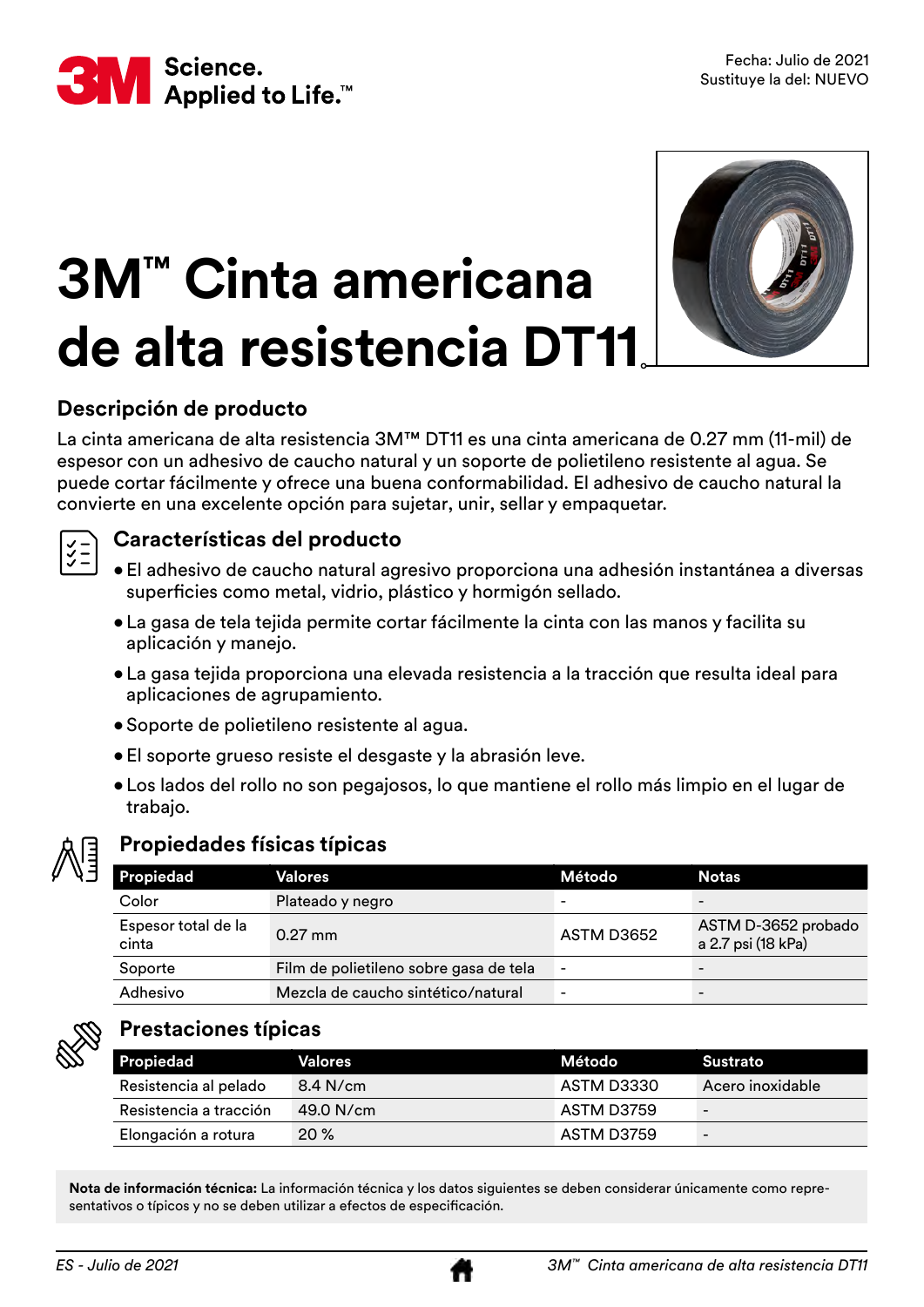Fecha: Julio de 2021
Sustituye la del: NUEVO

# 3M™ Cinta americana de alta resistencia DT11

## Descripción de producto

La cinta americana de alta resistencia 3M™ DT11 es una cinta americana de 0.27 mm (11-mil) de espesor con un adhesivo de caucho natural y un soporte de polietileno resistente al agua. Se puede cortar fácilmente y ofrece una buena conformabilidad. El adhesivo de caucho natural la convierte en una excelente opción para sujetar, unir, sellar y empaquetar.

## Características del producto

- El adhesivo de caucho natural agresivo proporciona una adhesión instantánea a diversas superficies como metal, vidrio, plástico y hormigón sellado.
- La gasa de tela tejida permite cortar fácilmente la cinta con las manos y facilita su aplicación y manejo.
- La gasa tejida proporciona una elevada resistencia a la tracción que resulta ideal para aplicaciones de agrupamiento.
- Soporte de polietileno resistente al agua.
- El soporte grueso resiste el desgaste y la abrasión leve.
- Los lados del rollo no son pegajosos, lo que mantiene el rollo más limpio en el lugar de trabajo.

## Propiedades físicas típicas

| Propiedad | Valores | Método | Notas |
|---|---|---|---|
| Color | Plateado y negro | - | - |
| Espesor total de la cinta | 0.27 mm | ASTM D3652 | ASTM D-3652 probado a 2.7 psi (18 kPa) |
| Soporte | Film de polietileno sobre gasa de tela | - | - |
| Adhesivo | Mezcla de caucho sintético/natural | - | - |

## Prestaciones típicas

| Propiedad | Valores | Método | Sustrato |
|---|---|---|---|
| Resistencia al pelado | 8.4 N/cm | ASTM D3330 | Acero inoxidable |
| Resistencia a tracción | 49.0 N/cm | ASTM D3759 | - |
| Elongación a rotura | 20 % | ASTM D3759 | - |

**Nota de información técnica:** La información técnica y los datos siguientes se deben considerar únicamente como representativos o típicos y no se deben utilizar a efectos de especificación.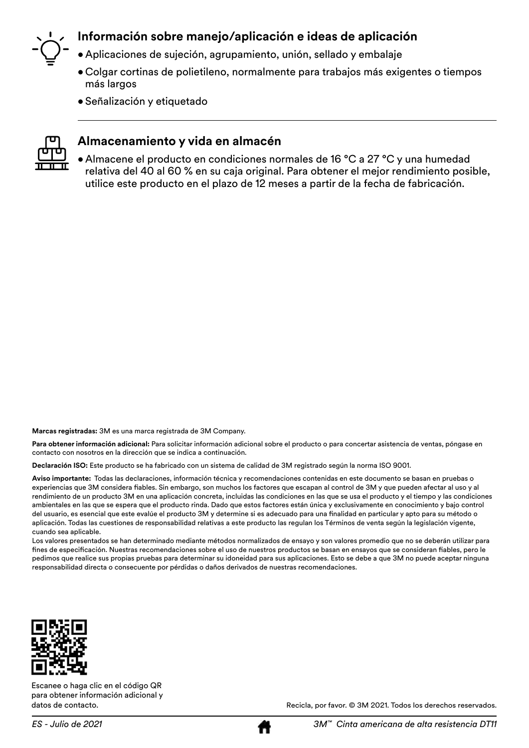## Información sobre manejo/aplicación e ideas de aplicación

- Aplicaciones de sujeción, agrupamiento, unión, sellado y embalaje
- Colgar cortinas de polietileno, normalmente para trabajos más exigentes o tiempos más largos
- Señalización y etiquetado

## Almacenamiento y vida en almacén

- Almacene el producto en condiciones normales de 16 °C a 27 °C y una humedad relativa del 40 al 60 % en su caja original. Para obtener el mejor rendimiento posible, utilice este producto en el plazo de 12 meses a partir de la fecha de fabricación.

**Marcas registradas:** 3M es una marca registrada de 3M Company.

**Para obtener información adicional:** Para solicitar información adicional sobre el producto o para concertar asistencia de ventas, póngase en contacto con nosotros en la dirección que se indica a continuación.

**Declaración ISO:** Este producto se ha fabricado con un sistema de calidad de 3M registrado según la norma ISO 9001.

**Aviso importante:** Todas las declaraciones, información técnica y recomendaciones contenidas en este documento se basan en pruebas o experiencias que 3M considera fiables. Sin embargo, son muchos los factores que escapan al control de 3M y que pueden afectar al uso y al rendimiento de un producto 3M en una aplicación concreta, incluidas las condiciones en las que se usa el producto y el tiempo y las condiciones ambientales en las que se espera que el producto rinda. Dado que estos factores están única y exclusivamente en conocimiento y bajo control del usuario, es esencial que este evalúe el producto 3M y determine si es adecuado para una finalidad en particular y apto para su método o aplicación. Todas las cuestiones de responsabilidad relativas a este producto las regulan los Términos de venta según la legislación vigente, cuando sea aplicable.
Los valores presentados se han determinado mediante métodos normalizados de ensayo y son valores promedio que no se deberán utilizar para fines de especificación. Nuestras recomendaciones sobre el uso de nuestros productos se basan en ensayos que se consideran fiables, pero le pedimos que realice sus propias pruebas para determinar su idoneidad para sus aplicaciones. Esto se debe a que 3M no puede aceptar ninguna responsabilidad directa o consecuente por pérdidas o daños derivados de nuestras recomendaciones.

Escanee o haga clic en el código QR para obtener información adicional y datos de contacto.

Recicla, por favor. © 3M 2021. Todos los derechos reservados.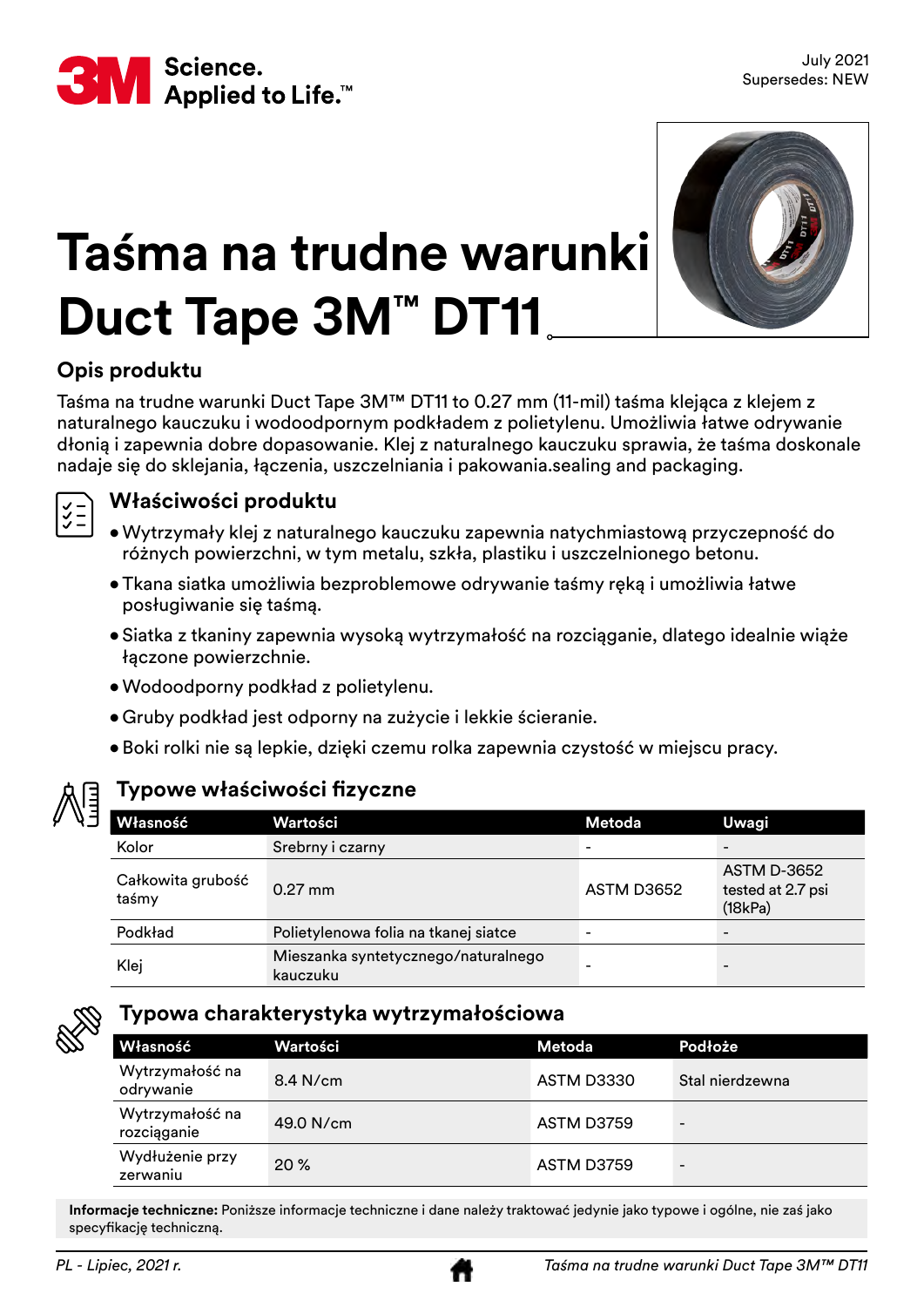July 2021
Supersedes: NEW

# Taśma na trudne warunki Duct Tape 3M™ DT11

## Opis produktu

Taśma na trudne warunki Duct Tape 3M™ DT11 to 0.27 mm (11-mil) taśma klejąca z klejem z naturalnego kauczuku i wodoodpornym podkładem z polietylenu. Umożliwia łatwe odrywanie dłonią i zapewnia dobre dopasowanie. Klej z naturalnego kauczuku sprawia, że taśma doskonale nadaje się do sklejania, łączenia, uszczelniania i pakowania.sealing and packaging.

## Właściwości produktu

- Wytrzymały klej z naturalnego kauczuku zapewnia natychmiastową przyczepność do różnych powierzchni, w tym metalu, szkła, plastiku i uszczelnionego betonu.
- Tkana siatka umożliwia bezproblemowe odrywanie taśmy ręką i umożliwia łatwe posługiwanie się taśmą.
- Siatka z tkaniny zapewnia wysoką wytrzymałość na rozciąganie, dlatego idealnie wiąże łączone powierzchnie.
- Wodoodporny podkład z polietylenu.
- Gruby podkład jest odporny na zużycie i lekkie ścieranie.
- Boki rolki nie są lepkie, dzięki czemu rolka zapewnia czystość w miejscu pracy.

## Typowe właściwości fizyczne

| Własność | Wartości | Metoda | Uwagi |
|---|---|---|---|
| Kolor | Srebrny i czarny | - | - |
| Całkowita grubość taśmy | 0.27 mm | ASTM D3652 | ASTM D-3652 tested at 2.7 psi (18kPa) |
| Podkład | Polietylenowa folia na tkanej siatce | - | - |
| Klej | Mieszanka syntetycznego/naturalnego kauczuku | - | - |

## Typowa charakterystyka wytrzymałościowa

| Własność | Wartości | Metoda | Podłoże |
|---|---|---|---|
| Wytrzymałość na odrywanie | 8.4 N/cm | ASTM D3330 | Stal nierdzewna |
| Wytrzymałość na rozciąganie | 49.0 N/cm | ASTM D3759 | - |
| Wydłużenie przy zerwaniu | 20 % | ASTM D3759 | - |

**Informacje techniczne:** Poniższe informacje techniczne i dane należy traktować jedynie jako typowe i ogólne, nie zaś jako specyfikację techniczną.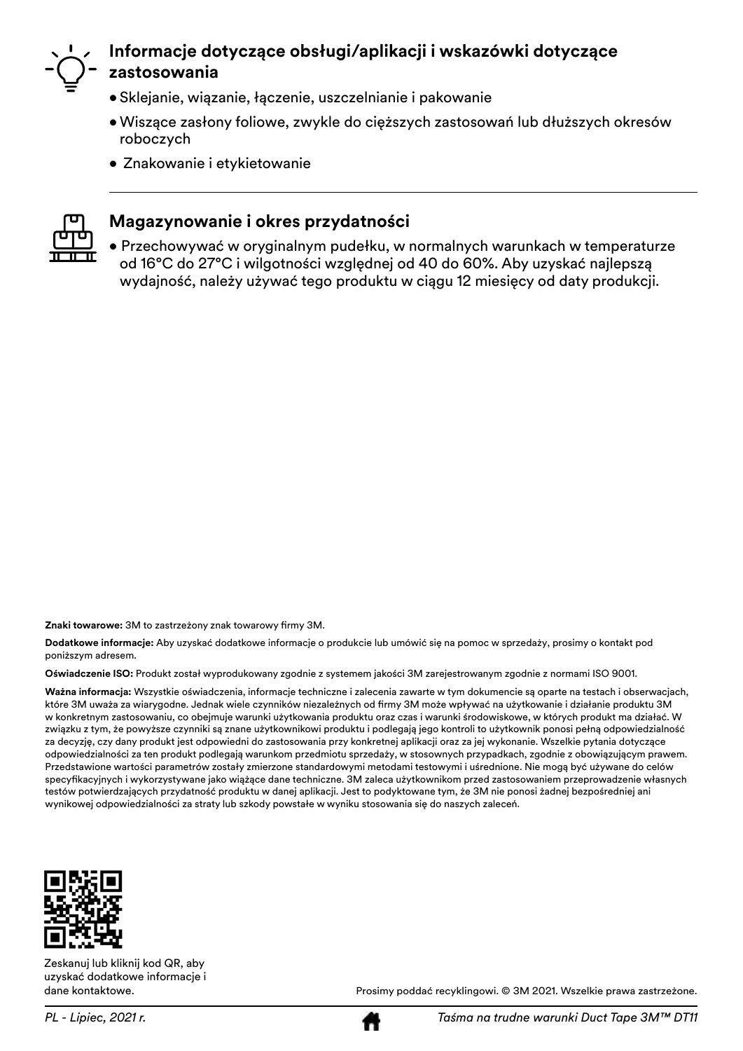## Informacje dotyczące obsługi/aplikacji i wskazówki dotyczące zastosowania

- Sklejanie, wiązanie, łączenie, uszczelnianie i pakowanie
- Wiszące zasłony foliowe, zwykle do cięższych zastosowań lub dłuższych okresów roboczych
- Znakowanie i etykietowanie

---

## Magazynowanie i okres przydatności

- Przechowywać w oryginalnym pudełku, w normalnych warunkach w temperaturze od 16°C do 27°C i wilgotności względnej od 40 do 60%. Aby uzyskać najlepszą wydajność, należy używać tego produktu w ciągu 12 miesięcy od daty produkcji.

**Znaki towarowe:** 3M to zastrzeżony znak towarowy firmy 3M.

**Dodatkowe informacje:** Aby uzyskać dodatkowe informacje o produkcie lub umówić się na pomoc w sprzedaży, prosimy o kontakt pod poniższym adresem.

**Oświadczenie ISO:** Produkt został wyprodukowany zgodnie z systemem jakości 3M zarejestrowanym zgodnie z normami ISO 9001.

**Ważna informacja:** Wszystkie oświadczenia, informacje techniczne i zalecenia zawarte w tym dokumencie są oparte na testach i obserwacjach, które 3M uważa za wiarygodne. Jednak wiele czynników niezależnych od firmy 3M może wpływać na użytkowanie i działanie produktu 3M w konkretnym zastosowaniu, co obejmuje warunki użytkowania produktu oraz czas i warunki środowiskowe, w których produkt ma działać. W związku z tym, że powyższe czynniki są znane użytkownikowi produktu i podlegają jego kontroli to użytkownik ponosi pełną odpowiedzialność za decyzję, czy dany produkt jest odpowiedni do zastosowania przy konkretnej aplikacji oraz za jej wykonanie. Wszelkie pytania dotyczące odpowiedzialności za ten produkt podlegają warunkom przedmiotu sprzedaży, w stosownych przypadkach, zgodnie z obowiązującym prawem. Przedstawione wartości parametrów zostały zmierzone standardowymi metodami testowymi i uśrednione. Nie mogą być używane do celów specyfikacyjnych i wykorzystywane jako wiążące dane techniczne. 3M zaleca użytkownikom przed zastosowaniem przeprowadzenie własnych testów potwierdzających przydatność produktu w danej aplikacji. Jest to podyktowane tym, że 3M nie ponosi żadnej bezpośredniej ani wynikowej odpowiedzialności za straty lub szkody powstałe w wyniku stosowania się do naszych zaleceń.

Zeskanuj lub kliknij kod QR, aby uzyskać dodatkowe informacje i dane kontaktowe.

Prosimy poddać recyklingowi. © 3M 2021. Wszelkie prawa zastrzeżone.